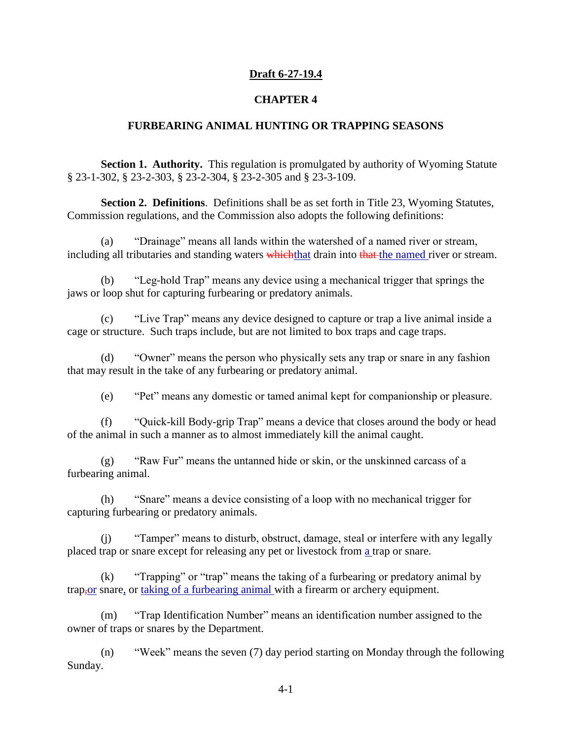**Draft 6-27-19.4**

# CHAPTER 4

## FURBEARING ANIMAL HUNTING OR TRAPPING SEASONS

**Section 1. Authority.** This regulation is promulgated by authority of Wyoming Statute § 23-1-302, § 23-2-303, § 23-2-304, § 23-2-305 and § 23-3-109.

**Section 2. Definitions**. Definitions shall be as set forth in Title 23, Wyoming Statutes, Commission regulations, and the Commission also adopts the following definitions:

(a) "Drainage" means all lands within the watershed of a named river or stream, including all tributaries and standing waters ~~which~~that drain into ~~that~~ the named river or stream.

(b) "Leg-hold Trap" means any device using a mechanical trigger that springs the jaws or loop shut for capturing furbearing or predatory animals.

(c) "Live Trap" means any device designed to capture or trap a live animal inside a cage or structure. Such traps include, but are not limited to box traps and cage traps.

(d) "Owner" means the person who physically sets any trap or snare in any fashion that may result in the take of any furbearing or predatory animal.

(e) "Pet" means any domestic or tamed animal kept for companionship or pleasure.

(f) "Quick-kill Body-grip Trap" means a device that closes around the body or head of the animal in such a manner as to almost immediately kill the animal caught.

(g) "Raw Fur" means the untanned hide or skin, or the unskinned carcass of a furbearing animal.

(h) "Snare" means a device consisting of a loop with no mechanical trigger for capturing furbearing or predatory animals.

(j) "Tamper" means to disturb, obstruct, damage, steal or interfere with any legally placed trap or snare except for releasing any pet or livestock from a trap or snare.

(k) "Trapping" or "trap" means the taking of a furbearing or predatory animal by trap~~,~~or snare, or taking of a furbearing animal with a firearm or archery equipment.

(m) "Trap Identification Number" means an identification number assigned to the owner of traps or snares by the Department.

(n) "Week" means the seven (7) day period starting on Monday through the following Sunday.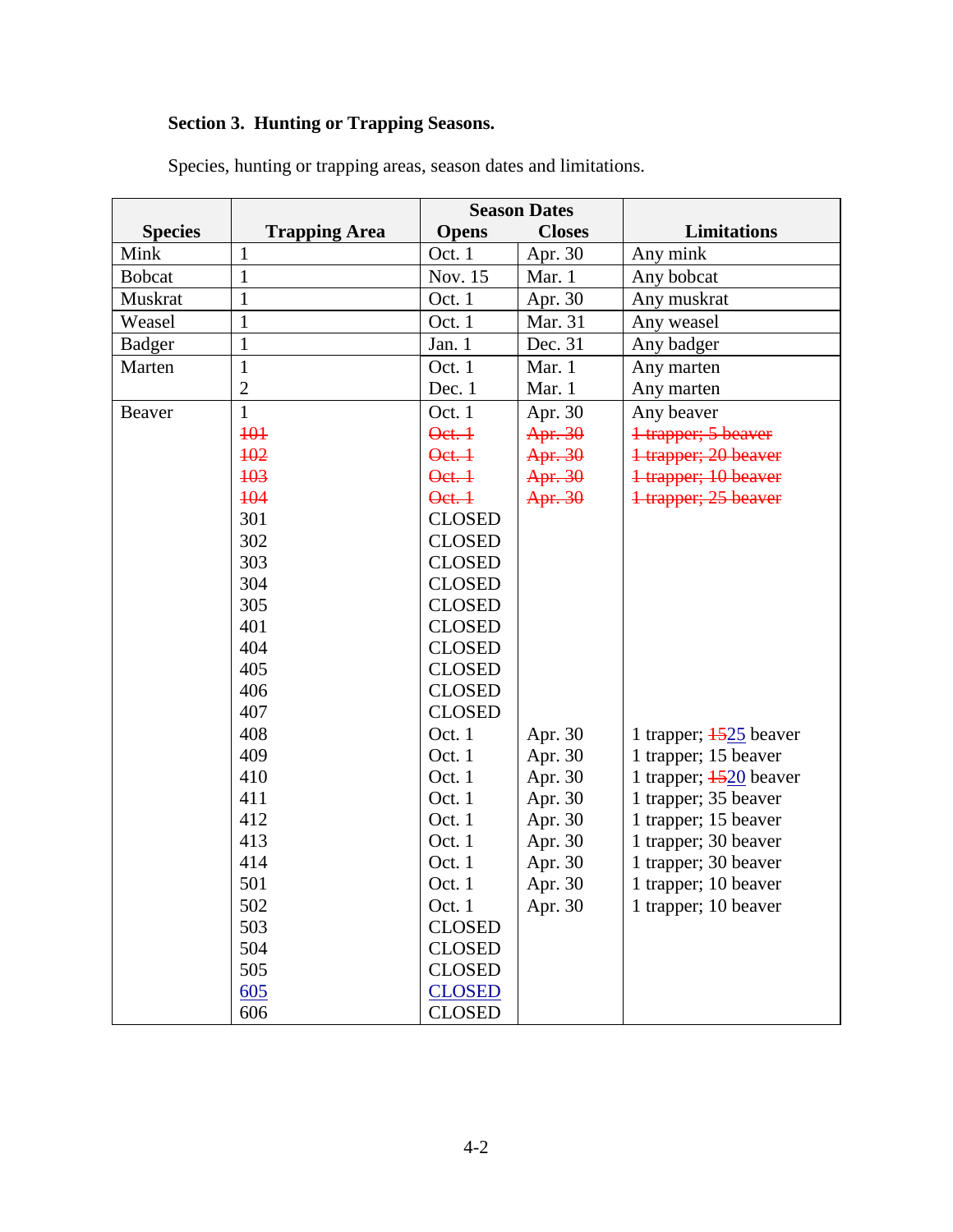## Section 3. Hunting or Trapping Seasons.

Species, hunting or trapping areas, season dates and limitations.

| Species | Trapping Area | Season Dates | | Limitations |
|---|---|---|---|---|
| | | Opens | Closes | |
| Mink | 1 | Oct. 1 | Apr. 30 | Any mink |
| Bobcat | 1 | Nov. 15 | Mar. 1 | Any bobcat |
| Muskrat | 1 | Oct. 1 | Apr. 30 | Any muskrat |
| Weasel | 1 | Oct. 1 | Mar. 31 | Any weasel |
| Badger | 1 | Jan. 1 | Dec. 31 | Any badger |
| Marten | 1 | Oct. 1 | Mar. 1 | Any marten |
| | 2 | Dec. 1 | Mar. 1 | Any marten |
| Beaver | 1 | Oct. 1 | Apr. 30 | Any beaver |
| | ~~101~~ | ~~Oct. 1~~ | ~~Apr. 30~~ | ~~1 trapper; 5 beaver~~ |
| | ~~102~~ | ~~Oct. 1~~ | ~~Apr. 30~~ | ~~1 trapper; 20 beaver~~ |
| | ~~103~~ | ~~Oct. 1~~ | ~~Apr. 30~~ | ~~1 trapper; 10 beaver~~ |
| | ~~104~~ | ~~Oct. 1~~ | ~~Apr. 30~~ | ~~1 trapper; 25 beaver~~ |
| | 301 | CLOSED | | |
| | 302 | CLOSED | | |
| | 303 | CLOSED | | |
| | 304 | CLOSED | | |
| | 305 | CLOSED | | |
| | 401 | CLOSED | | |
| | 404 | CLOSED | | |
| | 405 | CLOSED | | |
| | 406 | CLOSED | | |
| | 407 | CLOSED | | |
| | 408 | Oct. 1 | Apr. 30 | 1 trapper; ~~15~~25 beaver |
| | 409 | Oct. 1 | Apr. 30 | 1 trapper; 15 beaver |
| | 410 | Oct. 1 | Apr. 30 | 1 trapper; ~~15~~20 beaver |
| | 411 | Oct. 1 | Apr. 30 | 1 trapper; 35 beaver |
| | 412 | Oct. 1 | Apr. 30 | 1 trapper; 15 beaver |
| | 413 | Oct. 1 | Apr. 30 | 1 trapper; 30 beaver |
| | 414 | Oct. 1 | Apr. 30 | 1 trapper; 30 beaver |
| | 501 | Oct. 1 | Apr. 30 | 1 trapper; 10 beaver |
| | 502 | Oct. 1 | Apr. 30 | 1 trapper; 10 beaver |
| | 503 | CLOSED | | |
| | 504 | CLOSED | | |
| | 505 | CLOSED | | |
| | 605 | CLOSED | | |
| | 606 | CLOSED | | |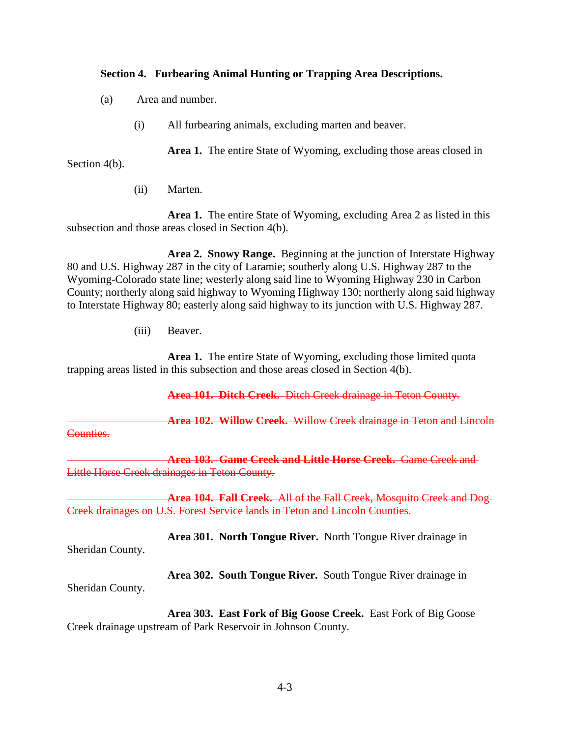**Section 4. Furbearing Animal Hunting or Trapping Area Descriptions.**

(a) Area and number.

(i) All furbearing animals, excluding marten and beaver.

**Area 1.** The entire State of Wyoming, excluding those areas closed in Section 4(b).

(ii) Marten.

**Area 1.** The entire State of Wyoming, excluding Area 2 as listed in this subsection and those areas closed in Section 4(b).

**Area 2. Snowy Range.** Beginning at the junction of Interstate Highway 80 and U.S. Highway 287 in the city of Laramie; southerly along U.S. Highway 287 to the Wyoming-Colorado state line; westerly along said line to Wyoming Highway 230 in Carbon County; northerly along said highway to Wyoming Highway 130; northerly along said highway to Interstate Highway 80; easterly along said highway to its junction with U.S. Highway 287.

(iii) Beaver.

**Area 1.** The entire State of Wyoming, excluding those limited quota trapping areas listed in this subsection and those areas closed in Section 4(b).

~~**Area 101. Ditch Creek.** Ditch Creek drainage in Teton County.~~

~~**Area 102. Willow Creek.** Willow Creek drainage in Teton and Lincoln Counties.~~

~~**Area 103. Game Creek and Little Horse Creek.** Game Creek and Little Horse Creek drainages in Teton County.~~

~~**Area 104. Fall Creek.** All of the Fall Creek, Mosquito Creek and Dog Creek drainages on U.S. Forest Service lands in Teton and Lincoln Counties.~~

**Area 301. North Tongue River.** North Tongue River drainage in Sheridan County.

**Area 302. South Tongue River.** South Tongue River drainage in Sheridan County.

**Area 303. East Fork of Big Goose Creek.** East Fork of Big Goose Creek drainage upstream of Park Reservoir in Johnson County.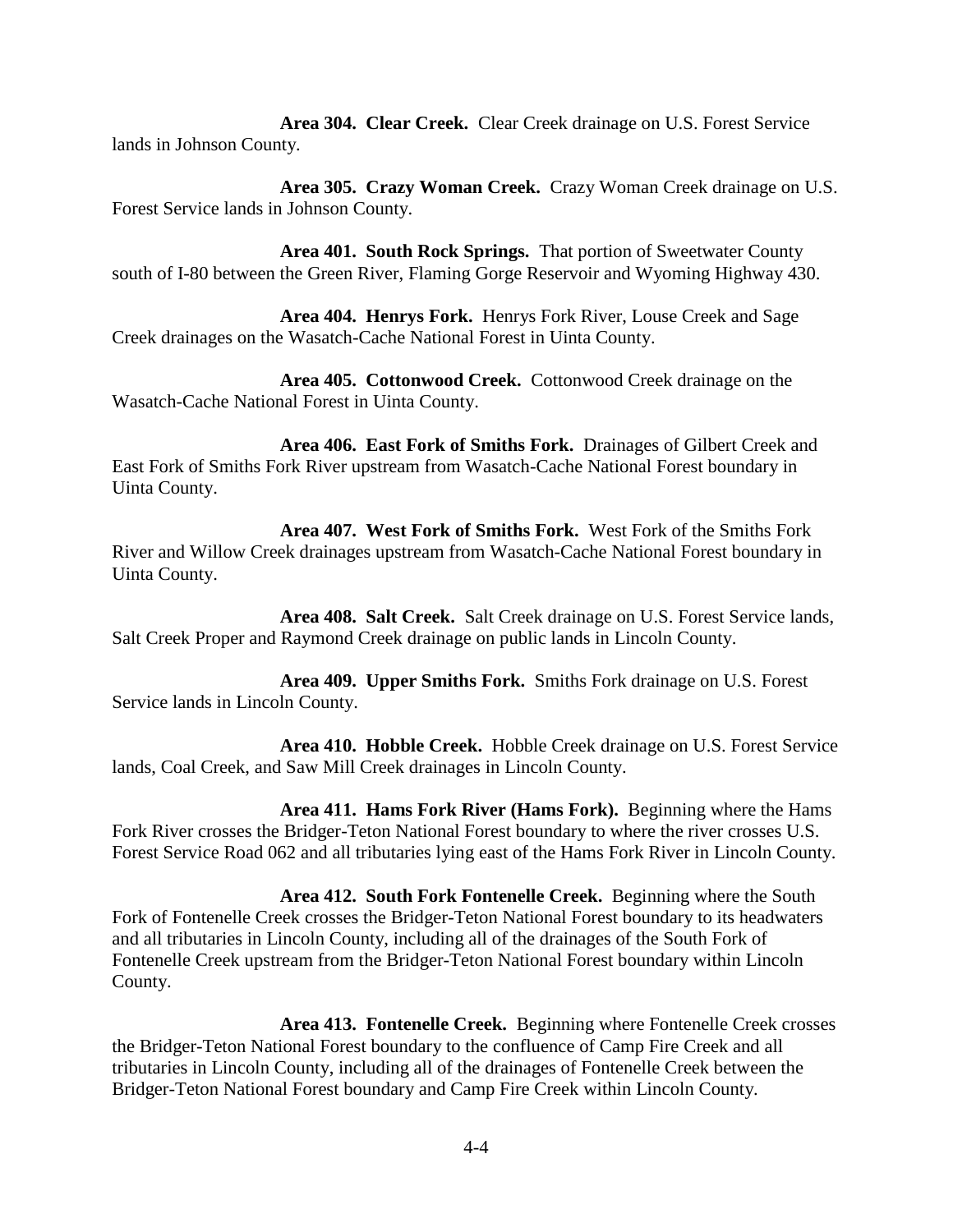**Area 304. Clear Creek.** Clear Creek drainage on U.S. Forest Service lands in Johnson County.

**Area 305. Crazy Woman Creek.** Crazy Woman Creek drainage on U.S. Forest Service lands in Johnson County.

**Area 401. South Rock Springs.** That portion of Sweetwater County south of I-80 between the Green River, Flaming Gorge Reservoir and Wyoming Highway 430.

**Area 404. Henrys Fork.** Henrys Fork River, Louse Creek and Sage Creek drainages on the Wasatch-Cache National Forest in Uinta County.

**Area 405. Cottonwood Creek.** Cottonwood Creek drainage on the Wasatch-Cache National Forest in Uinta County.

**Area 406. East Fork of Smiths Fork.** Drainages of Gilbert Creek and East Fork of Smiths Fork River upstream from Wasatch-Cache National Forest boundary in Uinta County.

**Area 407. West Fork of Smiths Fork.** West Fork of the Smiths Fork River and Willow Creek drainages upstream from Wasatch-Cache National Forest boundary in Uinta County.

**Area 408. Salt Creek.** Salt Creek drainage on U.S. Forest Service lands, Salt Creek Proper and Raymond Creek drainage on public lands in Lincoln County.

**Area 409. Upper Smiths Fork.** Smiths Fork drainage on U.S. Forest Service lands in Lincoln County.

**Area 410. Hobble Creek.** Hobble Creek drainage on U.S. Forest Service lands, Coal Creek, and Saw Mill Creek drainages in Lincoln County.

**Area 411. Hams Fork River (Hams Fork).** Beginning where the Hams Fork River crosses the Bridger-Teton National Forest boundary to where the river crosses U.S. Forest Service Road 062 and all tributaries lying east of the Hams Fork River in Lincoln County.

**Area 412. South Fork Fontenelle Creek.** Beginning where the South Fork of Fontenelle Creek crosses the Bridger-Teton National Forest boundary to its headwaters and all tributaries in Lincoln County, including all of the drainages of the South Fork of Fontenelle Creek upstream from the Bridger-Teton National Forest boundary within Lincoln County.

**Area 413. Fontenelle Creek.** Beginning where Fontenelle Creek crosses the Bridger-Teton National Forest boundary to the confluence of Camp Fire Creek and all tributaries in Lincoln County, including all of the drainages of Fontenelle Creek between the Bridger-Teton National Forest boundary and Camp Fire Creek within Lincoln County.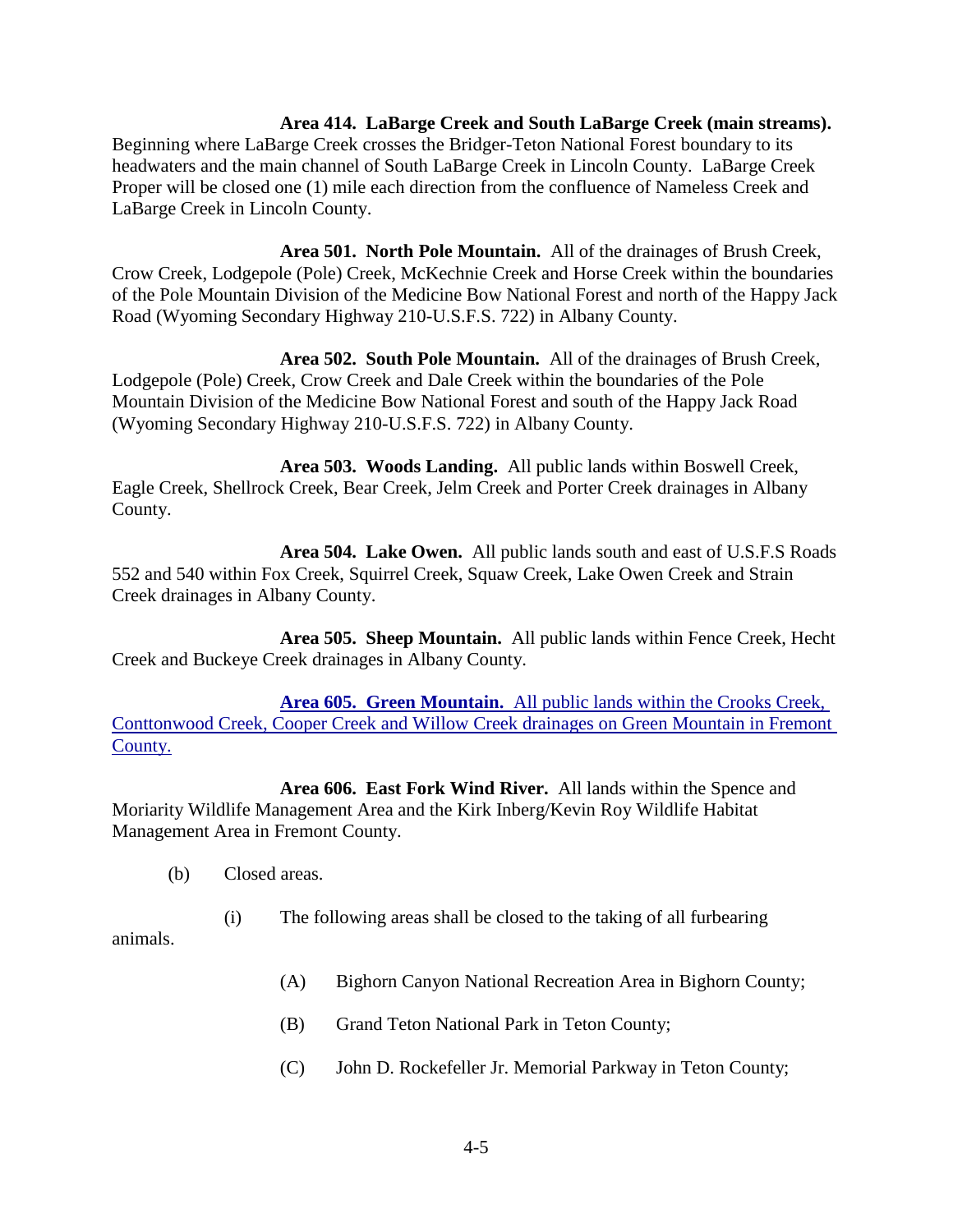**Area 414. LaBarge Creek and South LaBarge Creek (main streams).** Beginning where LaBarge Creek crosses the Bridger-Teton National Forest boundary to its headwaters and the main channel of South LaBarge Creek in Lincoln County. LaBarge Creek Proper will be closed one (1) mile each direction from the confluence of Nameless Creek and LaBarge Creek in Lincoln County.

**Area 501. North Pole Mountain.** All of the drainages of Brush Creek, Crow Creek, Lodgepole (Pole) Creek, McKechnie Creek and Horse Creek within the boundaries of the Pole Mountain Division of the Medicine Bow National Forest and north of the Happy Jack Road (Wyoming Secondary Highway 210-U.S.F.S. 722) in Albany County.

**Area 502. South Pole Mountain.** All of the drainages of Brush Creek, Lodgepole (Pole) Creek, Crow Creek and Dale Creek within the boundaries of the Pole Mountain Division of the Medicine Bow National Forest and south of the Happy Jack Road (Wyoming Secondary Highway 210-U.S.F.S. 722) in Albany County.

**Area 503. Woods Landing.** All public lands within Boswell Creek, Eagle Creek, Shellrock Creek, Bear Creek, Jelm Creek and Porter Creek drainages in Albany County.

**Area 504. Lake Owen.** All public lands south and east of U.S.F.S Roads 552 and 540 within Fox Creek, Squirrel Creek, Squaw Creek, Lake Owen Creek and Strain Creek drainages in Albany County.

**Area 505. Sheep Mountain.** All public lands within Fence Creek, Hecht Creek and Buckeye Creek drainages in Albany County.

**Area 605. Green Mountain.** All public lands within the Crooks Creek, Conttonwood Creek, Cooper Creek and Willow Creek drainages on Green Mountain in Fremont County.

**Area 606. East Fork Wind River.** All lands within the Spence and Moriarity Wildlife Management Area and the Kirk Inberg/Kevin Roy Wildlife Habitat Management Area in Fremont County.

(b) Closed areas.

(i) The following areas shall be closed to the taking of all furbearing animals.

(A) Bighorn Canyon National Recreation Area in Bighorn County;

(B) Grand Teton National Park in Teton County;

(C) John D. Rockefeller Jr. Memorial Parkway in Teton County;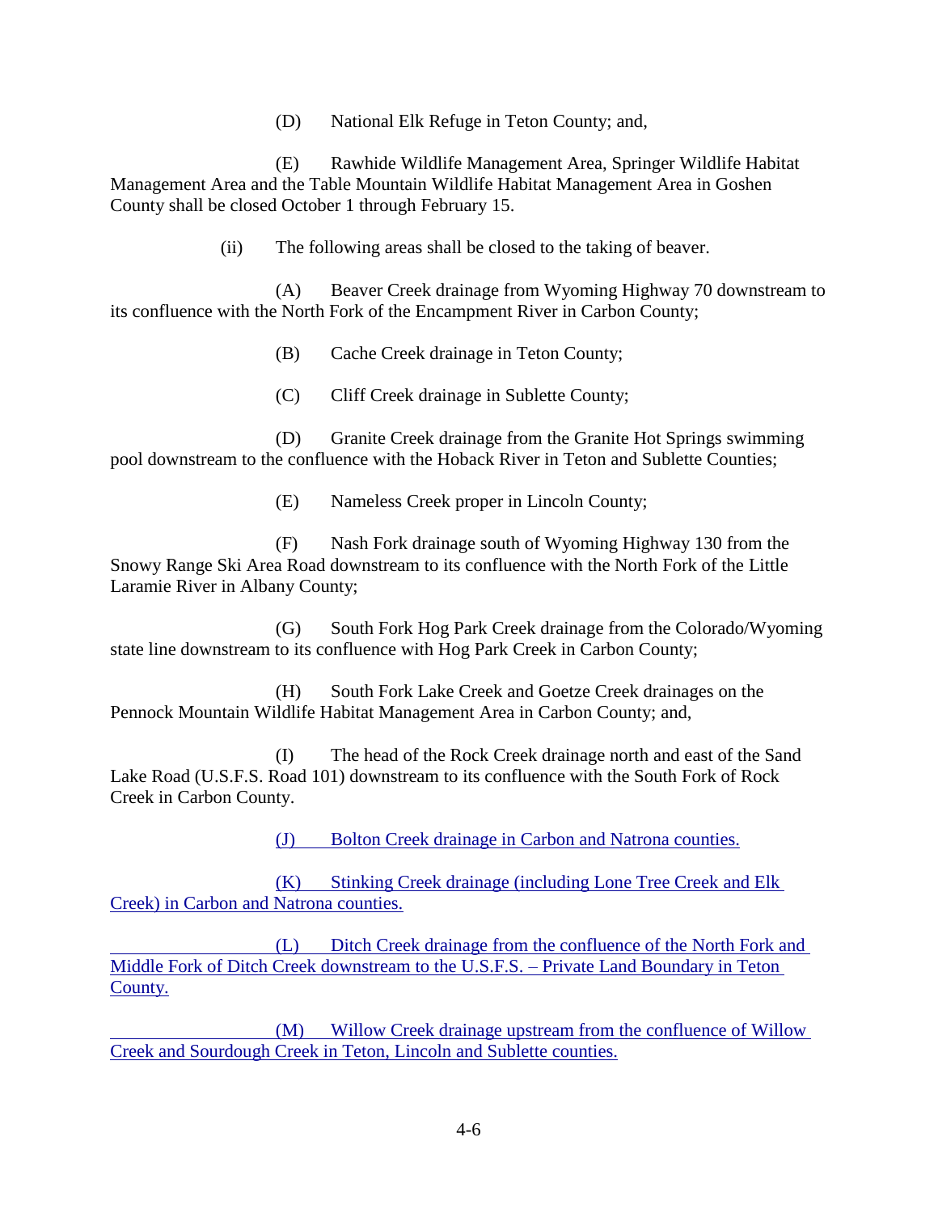(D) National Elk Refuge in Teton County; and,

(E) Rawhide Wildlife Management Area, Springer Wildlife Habitat Management Area and the Table Mountain Wildlife Habitat Management Area in Goshen County shall be closed October 1 through February 15.

(ii) The following areas shall be closed to the taking of beaver.

(A) Beaver Creek drainage from Wyoming Highway 70 downstream to its confluence with the North Fork of the Encampment River in Carbon County;

(B) Cache Creek drainage in Teton County;

(C) Cliff Creek drainage in Sublette County;

(D) Granite Creek drainage from the Granite Hot Springs swimming pool downstream to the confluence with the Hoback River in Teton and Sublette Counties;

(E) Nameless Creek proper in Lincoln County;

(F) Nash Fork drainage south of Wyoming Highway 130 from the Snowy Range Ski Area Road downstream to its confluence with the North Fork of the Little Laramie River in Albany County;

(G) South Fork Hog Park Creek drainage from the Colorado/Wyoming state line downstream to its confluence with Hog Park Creek in Carbon County;

(H) South Fork Lake Creek and Goetze Creek drainages on the Pennock Mountain Wildlife Habitat Management Area in Carbon County; and,

(I) The head of the Rock Creek drainage north and east of the Sand Lake Road (U.S.F.S. Road 101) downstream to its confluence with the South Fork of Rock Creek in Carbon County.

(J) Bolton Creek drainage in Carbon and Natrona counties.

(K) Stinking Creek drainage (including Lone Tree Creek and Elk Creek) in Carbon and Natrona counties.

(L) Ditch Creek drainage from the confluence of the North Fork and Middle Fork of Ditch Creek downstream to the U.S.F.S. – Private Land Boundary in Teton County.

(M) Willow Creek drainage upstream from the confluence of Willow Creek and Sourdough Creek in Teton, Lincoln and Sublette counties.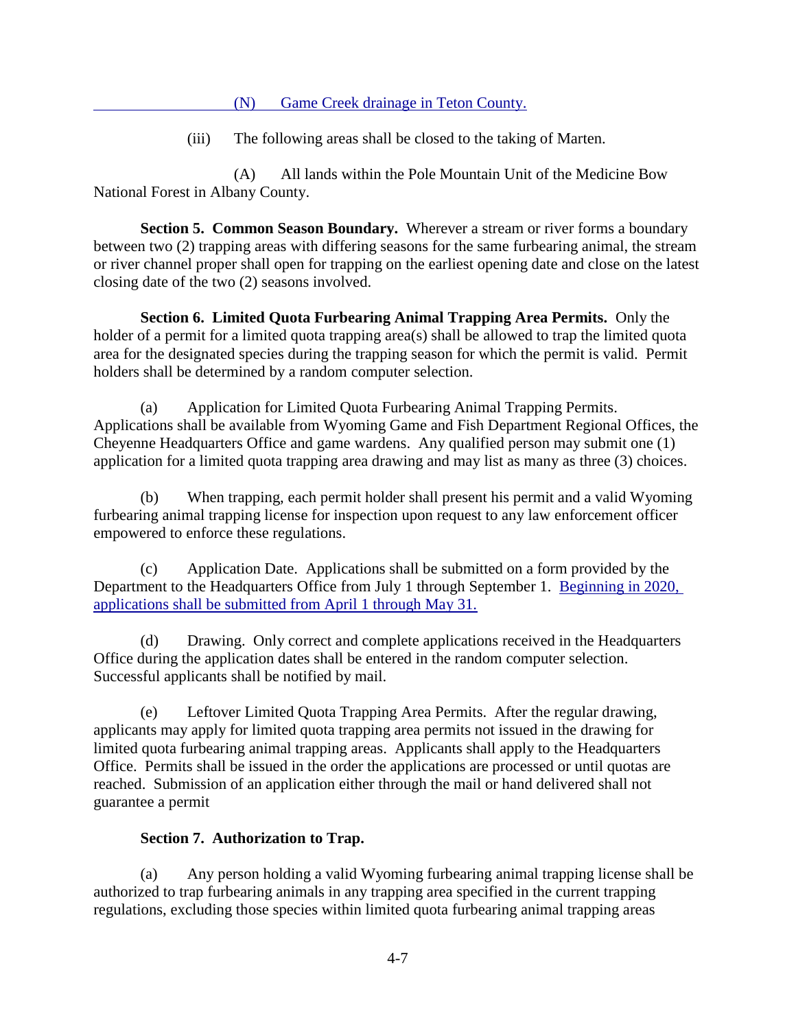(N) Game Creek drainage in Teton County.

(iii) The following areas shall be closed to the taking of Marten.

(A) All lands within the Pole Mountain Unit of the Medicine Bow National Forest in Albany County.

**Section 5. Common Season Boundary.** Wherever a stream or river forms a boundary between two (2) trapping areas with differing seasons for the same furbearing animal, the stream or river channel proper shall open for trapping on the earliest opening date and close on the latest closing date of the two (2) seasons involved.

**Section 6. Limited Quota Furbearing Animal Trapping Area Permits.** Only the holder of a permit for a limited quota trapping area(s) shall be allowed to trap the limited quota area for the designated species during the trapping season for which the permit is valid. Permit holders shall be determined by a random computer selection.

(a) Application for Limited Quota Furbearing Animal Trapping Permits. Applications shall be available from Wyoming Game and Fish Department Regional Offices, the Cheyenne Headquarters Office and game wardens. Any qualified person may submit one (1) application for a limited quota trapping area drawing and may list as many as three (3) choices.

(b) When trapping, each permit holder shall present his permit and a valid Wyoming furbearing animal trapping license for inspection upon request to any law enforcement officer empowered to enforce these regulations.

(c) Application Date. Applications shall be submitted on a form provided by the Department to the Headquarters Office from July 1 through September 1. Beginning in 2020, applications shall be submitted from April 1 through May 31.

(d) Drawing. Only correct and complete applications received in the Headquarters Office during the application dates shall be entered in the random computer selection. Successful applicants shall be notified by mail.

(e) Leftover Limited Quota Trapping Area Permits. After the regular drawing, applicants may apply for limited quota trapping area permits not issued in the drawing for limited quota furbearing animal trapping areas. Applicants shall apply to the Headquarters Office. Permits shall be issued in the order the applications are processed or until quotas are reached. Submission of an application either through the mail or hand delivered shall not guarantee a permit

**Section 7. Authorization to Trap.**

(a) Any person holding a valid Wyoming furbearing animal trapping license shall be authorized to trap furbearing animals in any trapping area specified in the current trapping regulations, excluding those species within limited quota furbearing animal trapping areas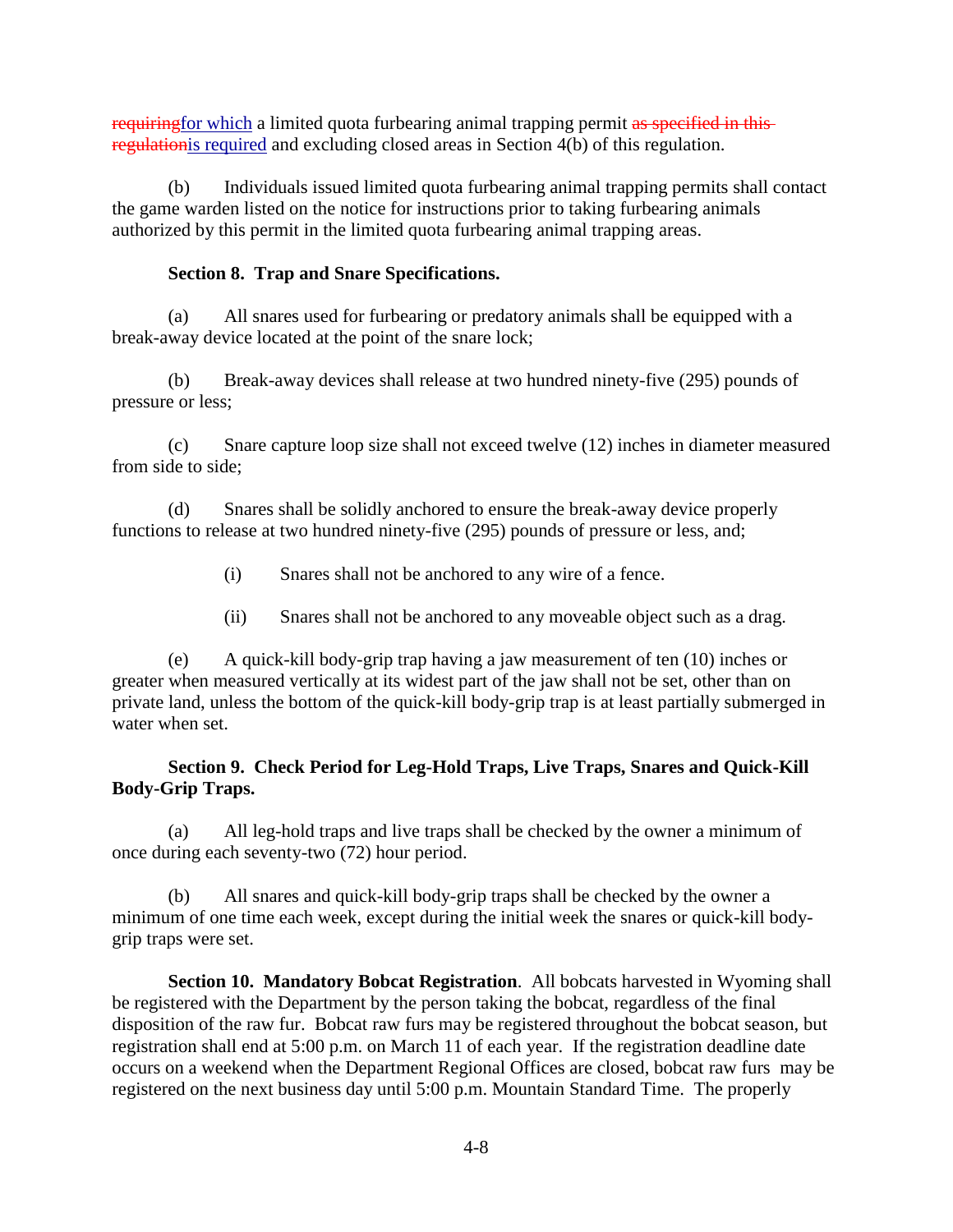~~requiring~~<u>for which</u> a limited quota furbearing animal trapping permit ~~as specified in this regulation~~<u>is required</u> and excluding closed areas in Section 4(b) of this regulation.

(b) Individuals issued limited quota furbearing animal trapping permits shall contact the game warden listed on the notice for instructions prior to taking furbearing animals authorized by this permit in the limited quota furbearing animal trapping areas.

**Section 8. Trap and Snare Specifications.**

(a) All snares used for furbearing or predatory animals shall be equipped with a break-away device located at the point of the snare lock;

(b) Break-away devices shall release at two hundred ninety-five (295) pounds of pressure or less;

(c) Snare capture loop size shall not exceed twelve (12) inches in diameter measured from side to side;

(d) Snares shall be solidly anchored to ensure the break-away device properly functions to release at two hundred ninety-five (295) pounds of pressure or less, and;

(i) Snares shall not be anchored to any wire of a fence.

(ii) Snares shall not be anchored to any moveable object such as a drag.

(e) A quick-kill body-grip trap having a jaw measurement of ten (10) inches or greater when measured vertically at its widest part of the jaw shall not be set, other than on private land, unless the bottom of the quick-kill body-grip trap is at least partially submerged in water when set.

**Section 9. Check Period for Leg-Hold Traps, Live Traps, Snares and Quick-Kill Body-Grip Traps.**

(a) All leg-hold traps and live traps shall be checked by the owner a minimum of once during each seventy-two (72) hour period.

(b) All snares and quick-kill body-grip traps shall be checked by the owner a minimum of one time each week, except during the initial week the snares or quick-kill body-grip traps were set.

**Section 10. Mandatory Bobcat Registration**. All bobcats harvested in Wyoming shall be registered with the Department by the person taking the bobcat, regardless of the final disposition of the raw fur. Bobcat raw furs may be registered throughout the bobcat season, but registration shall end at 5:00 p.m. on March 11 of each year. If the registration deadline date occurs on a weekend when the Department Regional Offices are closed, bobcat raw furs may be registered on the next business day until 5:00 p.m. Mountain Standard Time. The properly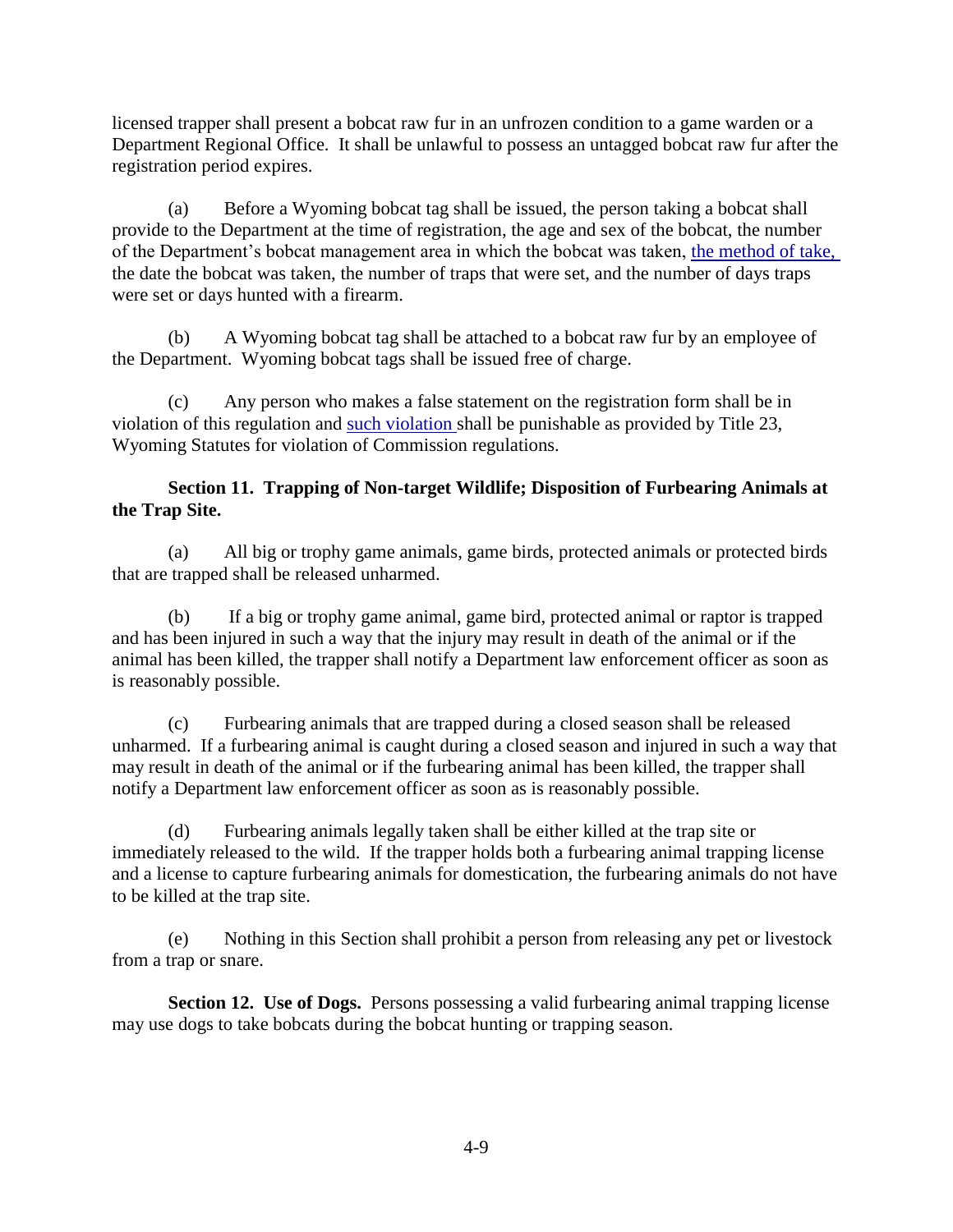licensed trapper shall present a bobcat raw fur in an unfrozen condition to a game warden or a Department Regional Office. It shall be unlawful to possess an untagged bobcat raw fur after the registration period expires.

(a) Before a Wyoming bobcat tag shall be issued, the person taking a bobcat shall provide to the Department at the time of registration, the age and sex of the bobcat, the number of the Department's bobcat management area in which the bobcat was taken, the method of take, the date the bobcat was taken, the number of traps that were set, and the number of days traps were set or days hunted with a firearm.

(b) A Wyoming bobcat tag shall be attached to a bobcat raw fur by an employee of the Department. Wyoming bobcat tags shall be issued free of charge.

(c) Any person who makes a false statement on the registration form shall be in violation of this regulation and such violation shall be punishable as provided by Title 23, Wyoming Statutes for violation of Commission regulations.

**Section 11. Trapping of Non-target Wildlife; Disposition of Furbearing Animals at the Trap Site.**

(a) All big or trophy game animals, game birds, protected animals or protected birds that are trapped shall be released unharmed.

(b) If a big or trophy game animal, game bird, protected animal or raptor is trapped and has been injured in such a way that the injury may result in death of the animal or if the animal has been killed, the trapper shall notify a Department law enforcement officer as soon as is reasonably possible.

(c) Furbearing animals that are trapped during a closed season shall be released unharmed. If a furbearing animal is caught during a closed season and injured in such a way that may result in death of the animal or if the furbearing animal has been killed, the trapper shall notify a Department law enforcement officer as soon as is reasonably possible.

(d) Furbearing animals legally taken shall be either killed at the trap site or immediately released to the wild. If the trapper holds both a furbearing animal trapping license and a license to capture furbearing animals for domestication, the furbearing animals do not have to be killed at the trap site.

(e) Nothing in this Section shall prohibit a person from releasing any pet or livestock from a trap or snare.

**Section 12. Use of Dogs.** Persons possessing a valid furbearing animal trapping license may use dogs to take bobcats during the bobcat hunting or trapping season.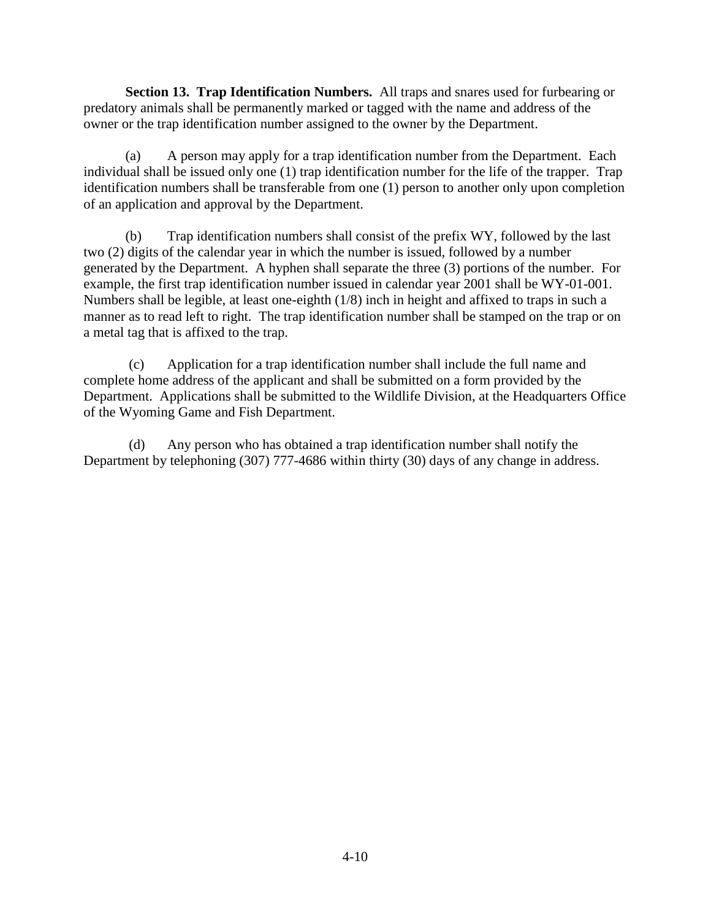**Section 13. Trap Identification Numbers.** All traps and snares used for furbearing or predatory animals shall be permanently marked or tagged with the name and address of the owner or the trap identification number assigned to the owner by the Department.

(a) A person may apply for a trap identification number from the Department. Each individual shall be issued only one (1) trap identification number for the life of the trapper. Trap identification numbers shall be transferable from one (1) person to another only upon completion of an application and approval by the Department.

(b) Trap identification numbers shall consist of the prefix WY, followed by the last two (2) digits of the calendar year in which the number is issued, followed by a number generated by the Department. A hyphen shall separate the three (3) portions of the number. For example, the first trap identification number issued in calendar year 2001 shall be WY-01-001. Numbers shall be legible, at least one-eighth (1/8) inch in height and affixed to traps in such a manner as to read left to right. The trap identification number shall be stamped on the trap or on a metal tag that is affixed to the trap.

(c) Application for a trap identification number shall include the full name and complete home address of the applicant and shall be submitted on a form provided by the Department. Applications shall be submitted to the Wildlife Division, at the Headquarters Office of the Wyoming Game and Fish Department.

(d) Any person who has obtained a trap identification number shall notify the Department by telephoning (307) 777-4686 within thirty (30) days of any change in address.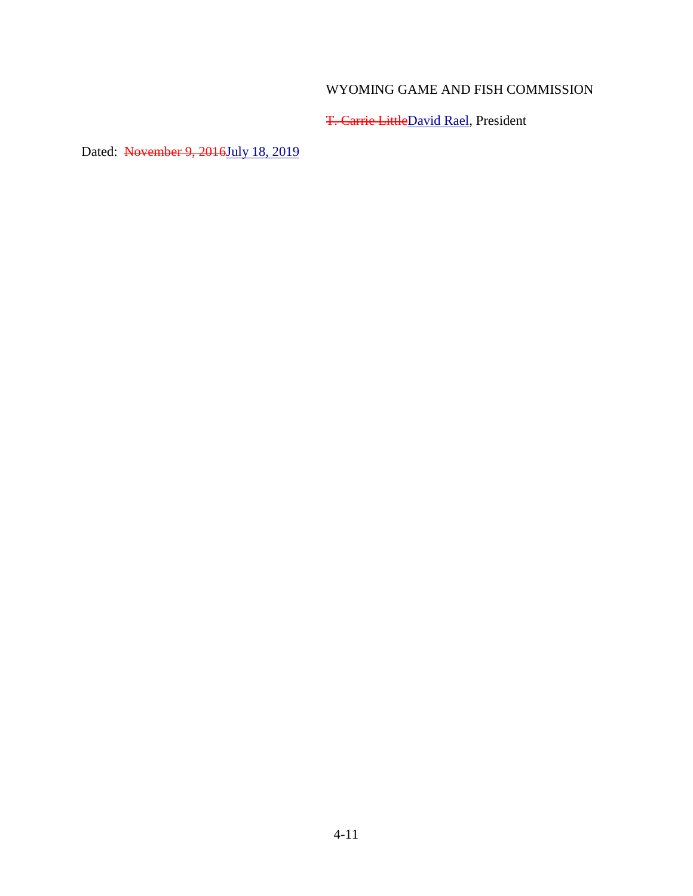WYOMING GAME AND FISH COMMISSION

~~T. Carrie Little~~David Rael, President

Dated: ~~November 9, 2016~~July 18, 2019